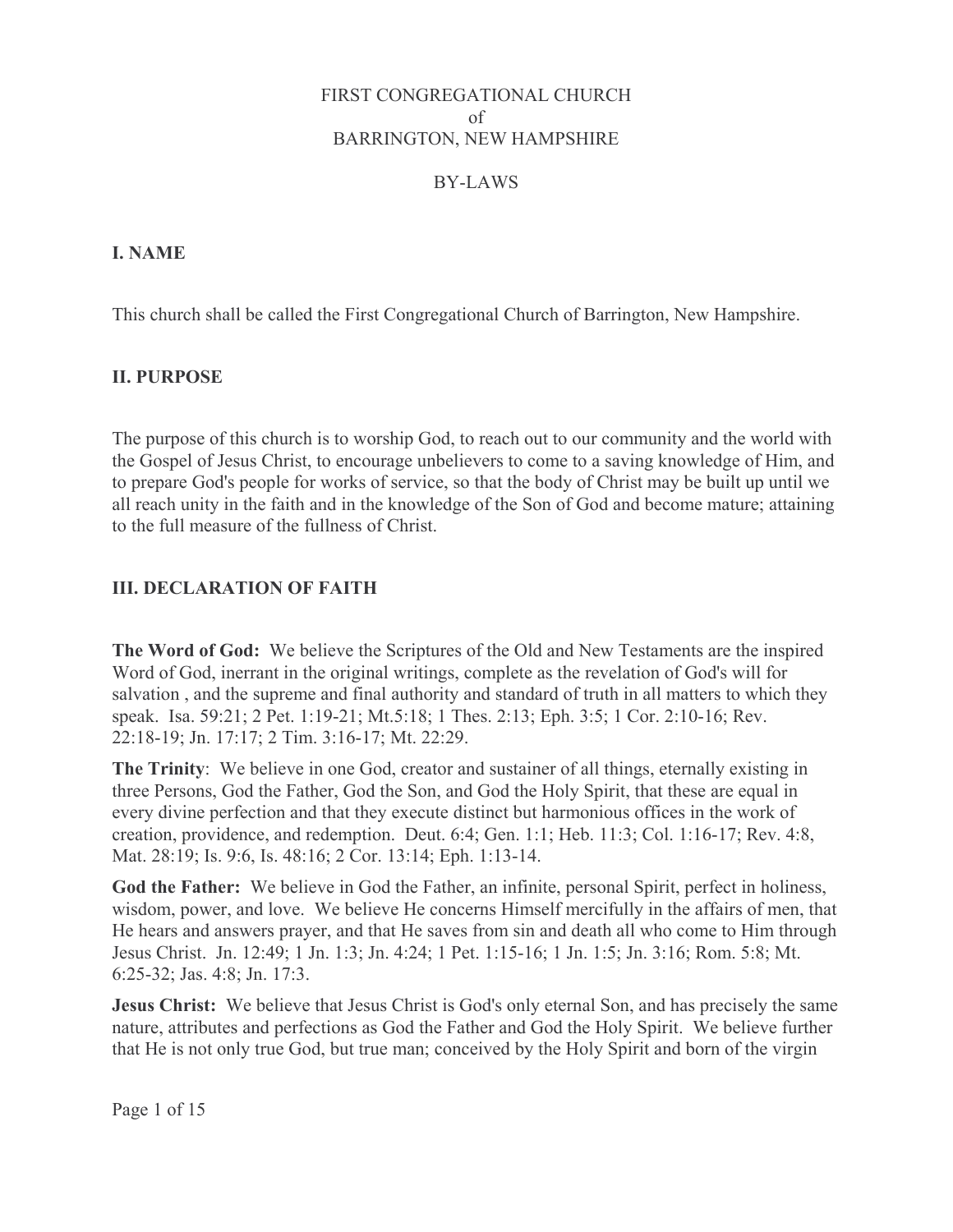# FIRST CONGREGATIONAL CHURCH
# of
# BARRINGTON, NEW HAMPSHIRE

## BY-LAWS

## I. NAME

This church shall be called the First Congregational Church of Barrington, New Hampshire.

## II. PURPOSE

The purpose of this church is to worship God, to reach out to our community and the world with the Gospel of Jesus Christ, to encourage unbelievers to come to a saving knowledge of Him, and to prepare God's people for works of service, so that the body of Christ may be built up until we all reach unity in the faith and in the knowledge of the Son of God and become mature; attaining to the full measure of the fullness of Christ.

## III. DECLARATION OF FAITH

**The Word of God:** We believe the Scriptures of the Old and New Testaments are the inspired Word of God, inerrant in the original writings, complete as the revelation of God's will for salvation , and the supreme and final authority and standard of truth in all matters to which they speak. Isa. 59:21; 2 Pet. 1:19-21; Mt.5:18; 1 Thes. 2:13; Eph. 3:5; 1 Cor. 2:10-16; Rev. 22:18-19; Jn. 17:17; 2 Tim. 3:16-17; Mt. 22:29.

**The Trinity**: We believe in one God, creator and sustainer of all things, eternally existing in three Persons, God the Father, God the Son, and God the Holy Spirit, that these are equal in every divine perfection and that they execute distinct but harmonious offices in the work of creation, providence, and redemption. Deut. 6:4; Gen. 1:1; Heb. 11:3; Col. 1:16-17; Rev. 4:8, Mat. 28:19; Is. 9:6, Is. 48:16; 2 Cor. 13:14; Eph. 1:13-14.

**God the Father:** We believe in God the Father, an infinite, personal Spirit, perfect in holiness, wisdom, power, and love. We believe He concerns Himself mercifully in the affairs of men, that He hears and answers prayer, and that He saves from sin and death all who come to Him through Jesus Christ. Jn. 12:49; 1 Jn. 1:3; Jn. 4:24; 1 Pet. 1:15-16; 1 Jn. 1:5; Jn. 3:16; Rom. 5:8; Mt. 6:25-32; Jas. 4:8; Jn. 17:3.

**Jesus Christ:** We believe that Jesus Christ is God's only eternal Son, and has precisely the same nature, attributes and perfections as God the Father and God the Holy Spirit. We believe further that He is not only true God, but true man; conceived by the Holy Spirit and born of the virgin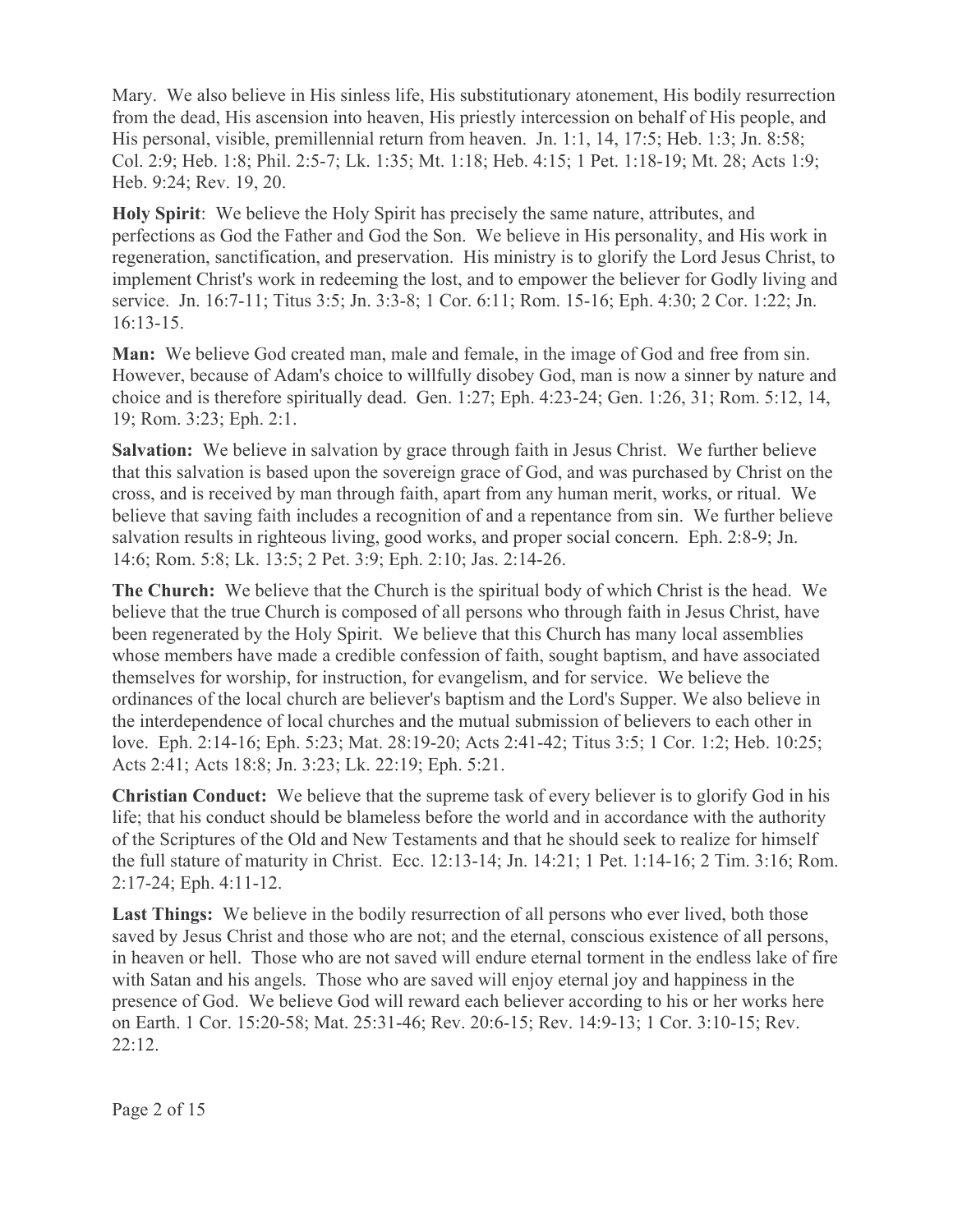Mary. We also believe in His sinless life, His substitutionary atonement, His bodily resurrection from the dead, His ascension into heaven, His priestly intercession on behalf of His people, and His personal, visible, premillennial return from heaven. Jn. 1:1, 14, 17:5; Heb. 1:3; Jn. 8:58; Col. 2:9; Heb. 1:8; Phil. 2:5-7; Lk. 1:35; Mt. 1:18; Heb. 4:15; 1 Pet. 1:18-19; Mt. 28; Acts 1:9; Heb. 9:24; Rev. 19, 20.

**Holy Spirit**: We believe the Holy Spirit has precisely the same nature, attributes, and perfections as God the Father and God the Son. We believe in His personality, and His work in regeneration, sanctification, and preservation. His ministry is to glorify the Lord Jesus Christ, to implement Christ's work in redeeming the lost, and to empower the believer for Godly living and service. Jn. 16:7-11; Titus 3:5; Jn. 3:3-8; 1 Cor. 6:11; Rom. 15-16; Eph. 4:30; 2 Cor. 1:22; Jn. 16:13-15.

**Man:** We believe God created man, male and female, in the image of God and free from sin. However, because of Adam's choice to willfully disobey God, man is now a sinner by nature and choice and is therefore spiritually dead. Gen. 1:27; Eph. 4:23-24; Gen. 1:26, 31; Rom. 5:12, 14, 19; Rom. 3:23; Eph. 2:1.

**Salvation:** We believe in salvation by grace through faith in Jesus Christ. We further believe that this salvation is based upon the sovereign grace of God, and was purchased by Christ on the cross, and is received by man through faith, apart from any human merit, works, or ritual. We believe that saving faith includes a recognition of and a repentance from sin. We further believe salvation results in righteous living, good works, and proper social concern. Eph. 2:8-9; Jn. 14:6; Rom. 5:8; Lk. 13:5; 2 Pet. 3:9; Eph. 2:10; Jas. 2:14-26.

**The Church:** We believe that the Church is the spiritual body of which Christ is the head. We believe that the true Church is composed of all persons who through faith in Jesus Christ, have been regenerated by the Holy Spirit. We believe that this Church has many local assemblies whose members have made a credible confession of faith, sought baptism, and have associated themselves for worship, for instruction, for evangelism, and for service. We believe the ordinances of the local church are believer's baptism and the Lord's Supper. We also believe in the interdependence of local churches and the mutual submission of believers to each other in love. Eph. 2:14-16; Eph. 5:23; Mat. 28:19-20; Acts 2:41-42; Titus 3:5; 1 Cor. 1:2; Heb. 10:25; Acts 2:41; Acts 18:8; Jn. 3:23; Lk. 22:19; Eph. 5:21.

**Christian Conduct:** We believe that the supreme task of every believer is to glorify God in his life; that his conduct should be blameless before the world and in accordance with the authority of the Scriptures of the Old and New Testaments and that he should seek to realize for himself the full stature of maturity in Christ. Ecc. 12:13-14; Jn. 14:21; 1 Pet. 1:14-16; 2 Tim. 3:16; Rom. 2:17-24; Eph. 4:11-12.

**Last Things:** We believe in the bodily resurrection of all persons who ever lived, both those saved by Jesus Christ and those who are not; and the eternal, conscious existence of all persons, in heaven or hell. Those who are not saved will endure eternal torment in the endless lake of fire with Satan and his angels. Those who are saved will enjoy eternal joy and happiness in the presence of God. We believe God will reward each believer according to his or her works here on Earth. 1 Cor. 15:20-58; Mat. 25:31-46; Rev. 20:6-15; Rev. 14:9-13; 1 Cor. 3:10-15; Rev. 22:12.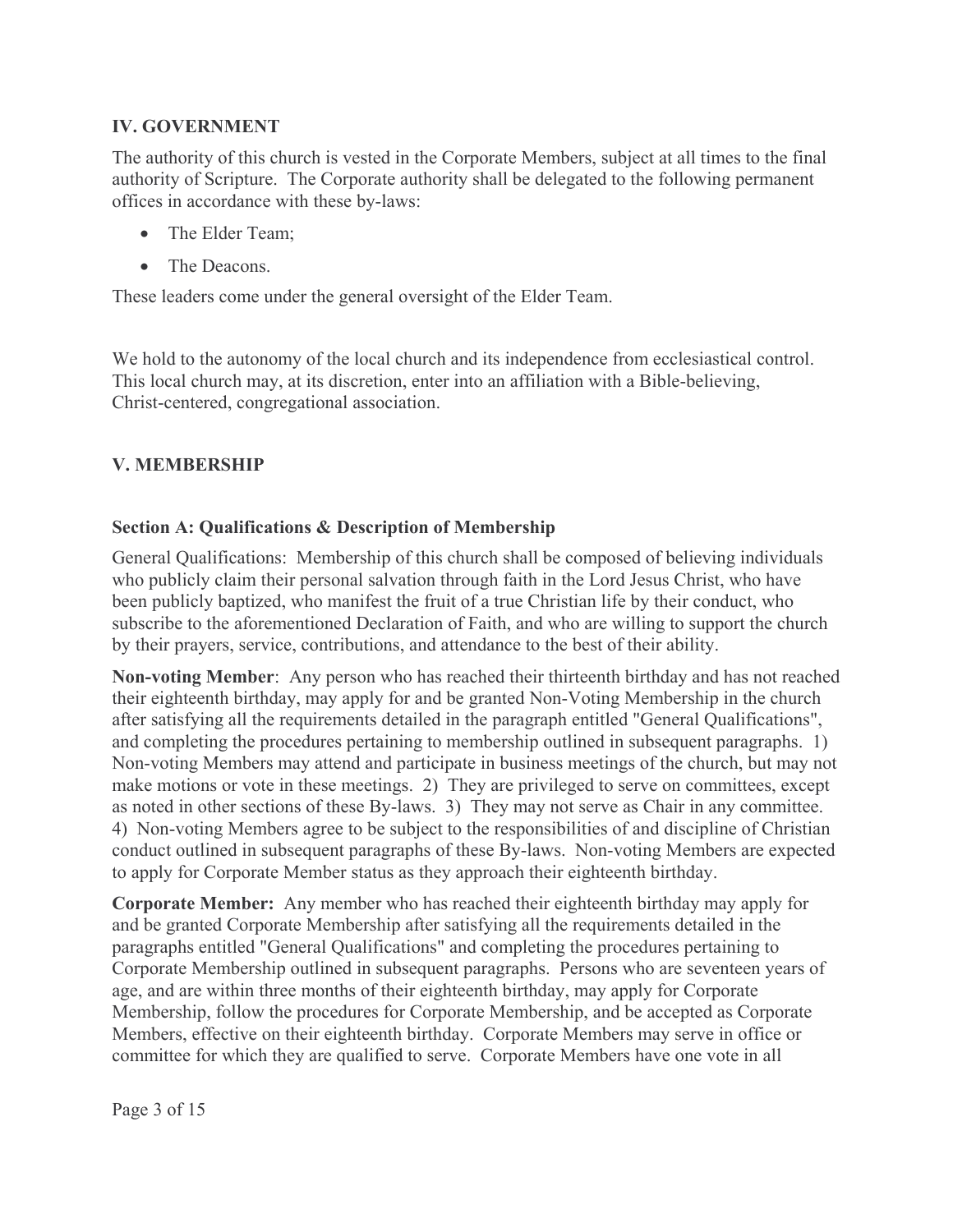## IV. GOVERNMENT

The authority of this church is vested in the Corporate Members, subject at all times to the final authority of Scripture. The Corporate authority shall be delegated to the following permanent offices in accordance with these by-laws:

- The Elder Team;
- The Deacons.

These leaders come under the general oversight of the Elder Team.

We hold to the autonomy of the local church and its independence from ecclesiastical control. This local church may, at its discretion, enter into an affiliation with a Bible-believing, Christ-centered, congregational association.

## V. MEMBERSHIP

### Section A: Qualifications & Description of Membership

General Qualifications: Membership of this church shall be composed of believing individuals who publicly claim their personal salvation through faith in the Lord Jesus Christ, who have been publicly baptized, who manifest the fruit of a true Christian life by their conduct, who subscribe to the aforementioned Declaration of Faith, and who are willing to support the church by their prayers, service, contributions, and attendance to the best of their ability.

**Non-voting Member**: Any person who has reached their thirteenth birthday and has not reached their eighteenth birthday, may apply for and be granted Non-Voting Membership in the church after satisfying all the requirements detailed in the paragraph entitled "General Qualifications", and completing the procedures pertaining to membership outlined in subsequent paragraphs. 1) Non-voting Members may attend and participate in business meetings of the church, but may not make motions or vote in these meetings. 2) They are privileged to serve on committees, except as noted in other sections of these By-laws. 3) They may not serve as Chair in any committee. 4) Non-voting Members agree to be subject to the responsibilities of and discipline of Christian conduct outlined in subsequent paragraphs of these By-laws. Non-voting Members are expected to apply for Corporate Member status as they approach their eighteenth birthday.

**Corporate Member:** Any member who has reached their eighteenth birthday may apply for and be granted Corporate Membership after satisfying all the requirements detailed in the paragraphs entitled "General Qualifications" and completing the procedures pertaining to Corporate Membership outlined in subsequent paragraphs. Persons who are seventeen years of age, and are within three months of their eighteenth birthday, may apply for Corporate Membership, follow the procedures for Corporate Membership, and be accepted as Corporate Members, effective on their eighteenth birthday. Corporate Members may serve in office or committee for which they are qualified to serve. Corporate Members have one vote in all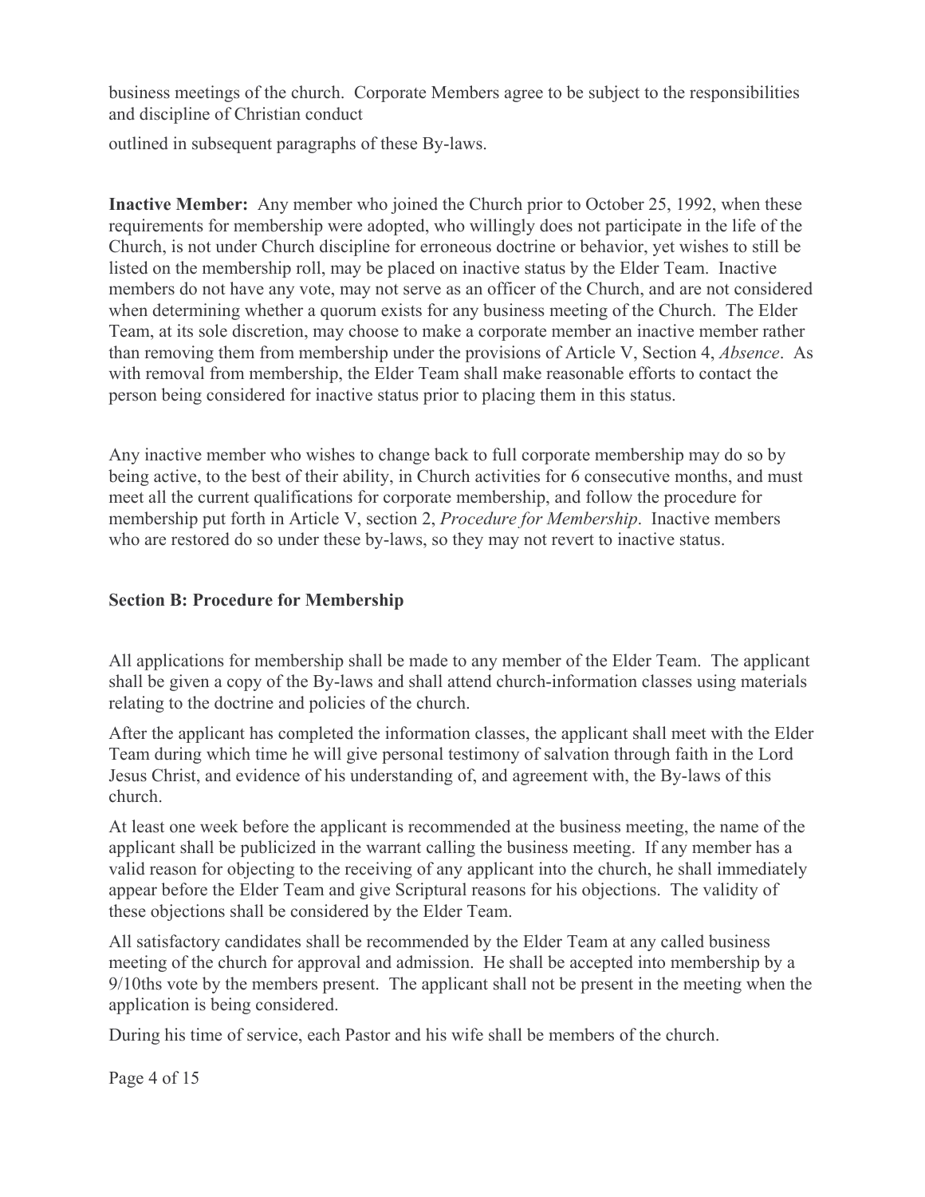business meetings of the church. Corporate Members agree to be subject to the responsibilities and discipline of Christian conduct

outlined in subsequent paragraphs of these By-laws.

**Inactive Member:** Any member who joined the Church prior to October 25, 1992, when these requirements for membership were adopted, who willingly does not participate in the life of the Church, is not under Church discipline for erroneous doctrine or behavior, yet wishes to still be listed on the membership roll, may be placed on inactive status by the Elder Team. Inactive members do not have any vote, may not serve as an officer of the Church, and are not considered when determining whether a quorum exists for any business meeting of the Church. The Elder Team, at its sole discretion, may choose to make a corporate member an inactive member rather than removing them from membership under the provisions of Article V, Section 4, *Absence*. As with removal from membership, the Elder Team shall make reasonable efforts to contact the person being considered for inactive status prior to placing them in this status.

Any inactive member who wishes to change back to full corporate membership may do so by being active, to the best of their ability, in Church activities for 6 consecutive months, and must meet all the current qualifications for corporate membership, and follow the procedure for membership put forth in Article V, section 2, *Procedure for Membership*. Inactive members who are restored do so under these by-laws, so they may not revert to inactive status.

### Section B: Procedure for Membership

All applications for membership shall be made to any member of the Elder Team. The applicant shall be given a copy of the By-laws and shall attend church-information classes using materials relating to the doctrine and policies of the church.

After the applicant has completed the information classes, the applicant shall meet with the Elder Team during which time he will give personal testimony of salvation through faith in the Lord Jesus Christ, and evidence of his understanding of, and agreement with, the By-laws of this church.

At least one week before the applicant is recommended at the business meeting, the name of the applicant shall be publicized in the warrant calling the business meeting. If any member has a valid reason for objecting to the receiving of any applicant into the church, he shall immediately appear before the Elder Team and give Scriptural reasons for his objections. The validity of these objections shall be considered by the Elder Team.

All satisfactory candidates shall be recommended by the Elder Team at any called business meeting of the church for approval and admission. He shall be accepted into membership by a 9/10ths vote by the members present. The applicant shall not be present in the meeting when the application is being considered.

During his time of service, each Pastor and his wife shall be members of the church.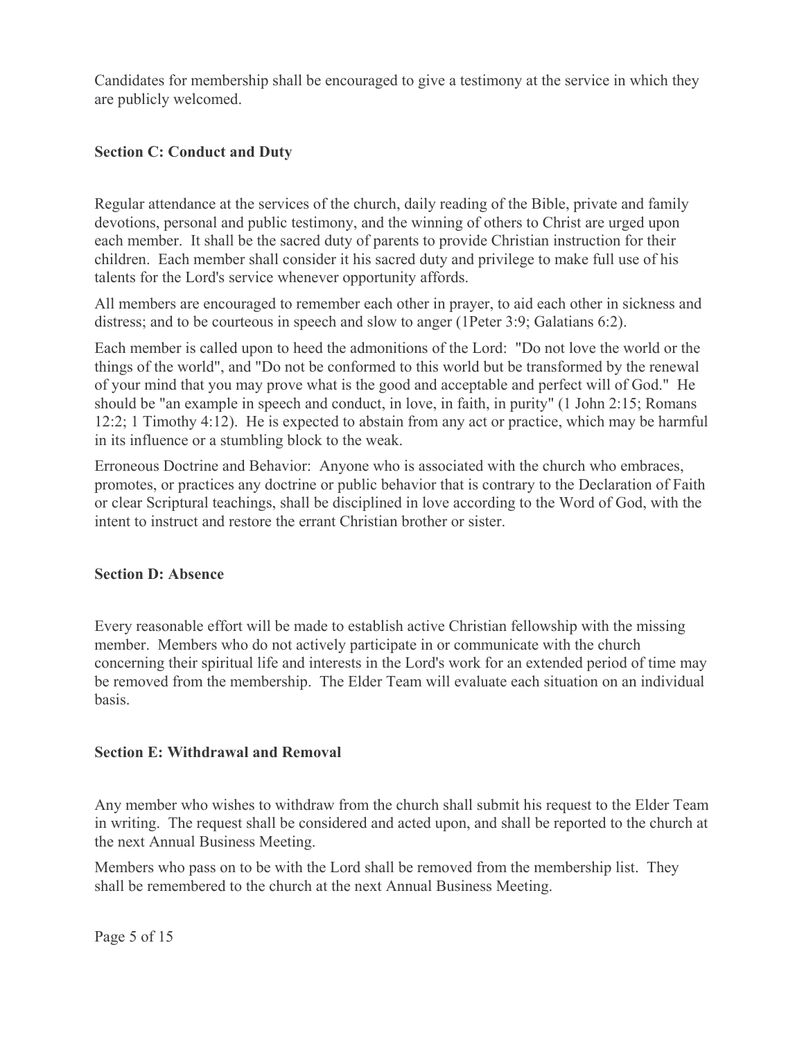Candidates for membership shall be encouraged to give a testimony at the service in which they are publicly welcomed.

### Section C: Conduct and Duty

Regular attendance at the services of the church, daily reading of the Bible, private and family devotions, personal and public testimony, and the winning of others to Christ are urged upon each member. It shall be the sacred duty of parents to provide Christian instruction for their children. Each member shall consider it his sacred duty and privilege to make full use of his talents for the Lord's service whenever opportunity affords.

All members are encouraged to remember each other in prayer, to aid each other in sickness and distress; and to be courteous in speech and slow to anger (1Peter 3:9; Galatians 6:2).

Each member is called upon to heed the admonitions of the Lord: "Do not love the world or the things of the world", and "Do not be conformed to this world but be transformed by the renewal of your mind that you may prove what is the good and acceptable and perfect will of God." He should be "an example in speech and conduct, in love, in faith, in purity" (1 John 2:15; Romans 12:2; 1 Timothy 4:12). He is expected to abstain from any act or practice, which may be harmful in its influence or a stumbling block to the weak.

Erroneous Doctrine and Behavior: Anyone who is associated with the church who embraces, promotes, or practices any doctrine or public behavior that is contrary to the Declaration of Faith or clear Scriptural teachings, shall be disciplined in love according to the Word of God, with the intent to instruct and restore the errant Christian brother or sister.

### Section D: Absence

Every reasonable effort will be made to establish active Christian fellowship with the missing member. Members who do not actively participate in or communicate with the church concerning their spiritual life and interests in the Lord's work for an extended period of time may be removed from the membership. The Elder Team will evaluate each situation on an individual basis.

### Section E: Withdrawal and Removal

Any member who wishes to withdraw from the church shall submit his request to the Elder Team in writing. The request shall be considered and acted upon, and shall be reported to the church at the next Annual Business Meeting.

Members who pass on to be with the Lord shall be removed from the membership list. They shall be remembered to the church at the next Annual Business Meeting.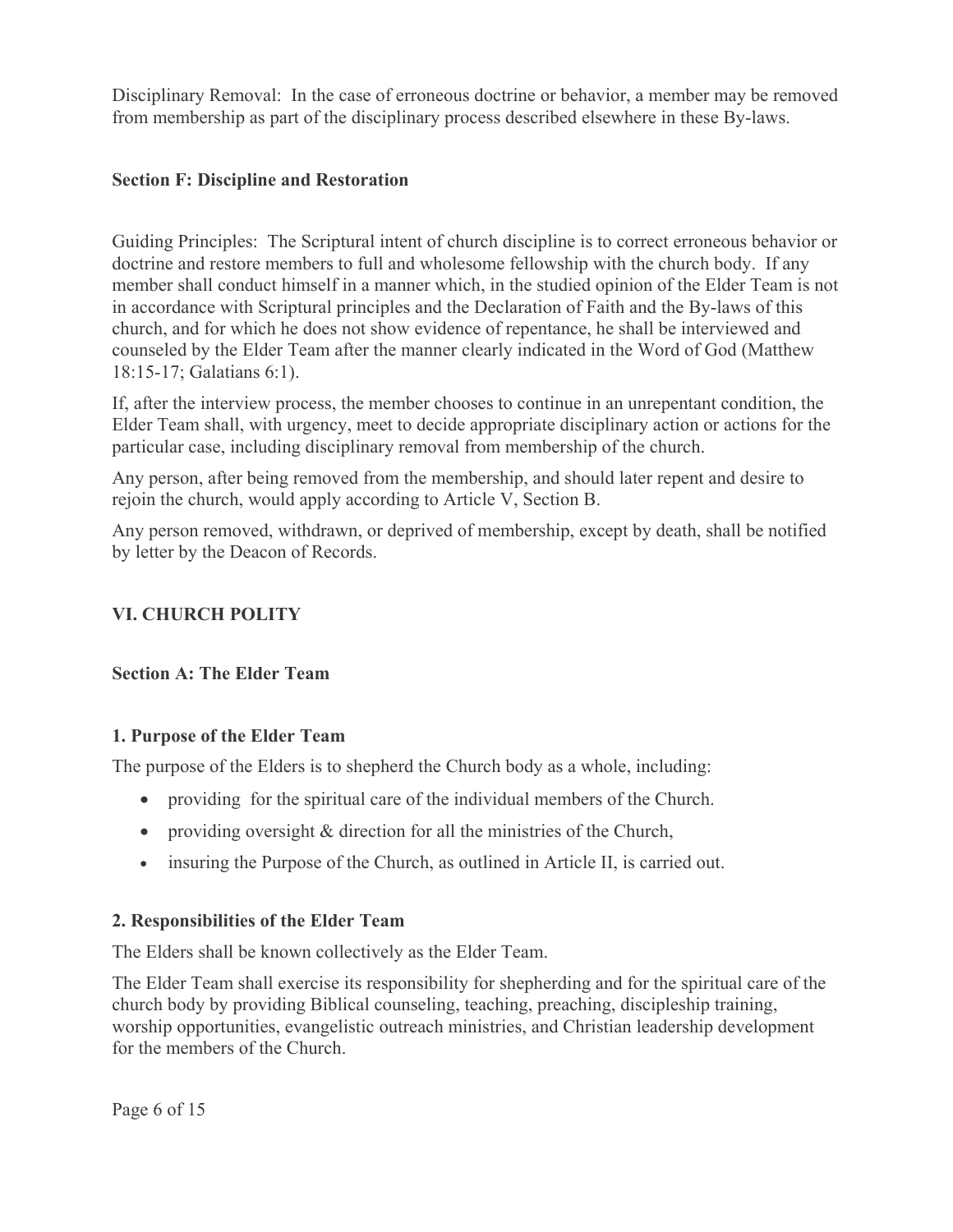Disciplinary Removal: In the case of erroneous doctrine or behavior, a member may be removed from membership as part of the disciplinary process described elsewhere in these By-laws.

### Section F: Discipline and Restoration

Guiding Principles: The Scriptural intent of church discipline is to correct erroneous behavior or doctrine and restore members to full and wholesome fellowship with the church body. If any member shall conduct himself in a manner which, in the studied opinion of the Elder Team is not in accordance with Scriptural principles and the Declaration of Faith and the By-laws of this church, and for which he does not show evidence of repentance, he shall be interviewed and counseled by the Elder Team after the manner clearly indicated in the Word of God (Matthew 18:15-17; Galatians 6:1).

If, after the interview process, the member chooses to continue in an unrepentant condition, the Elder Team shall, with urgency, meet to decide appropriate disciplinary action or actions for the particular case, including disciplinary removal from membership of the church.

Any person, after being removed from the membership, and should later repent and desire to rejoin the church, would apply according to Article V, Section B.

Any person removed, withdrawn, or deprived of membership, except by death, shall be notified by letter by the Deacon of Records.

## VI. CHURCH POLITY

### Section A: The Elder Team

#### 1. Purpose of the Elder Team

The purpose of the Elders is to shepherd the Church body as a whole, including:

- providing for the spiritual care of the individual members of the Church.
- providing oversight & direction for all the ministries of the Church,
- insuring the Purpose of the Church, as outlined in Article II, is carried out.

#### 2. Responsibilities of the Elder Team

The Elders shall be known collectively as the Elder Team.

The Elder Team shall exercise its responsibility for shepherding and for the spiritual care of the church body by providing Biblical counseling, teaching, preaching, discipleship training, worship opportunities, evangelistic outreach ministries, and Christian leadership development for the members of the Church.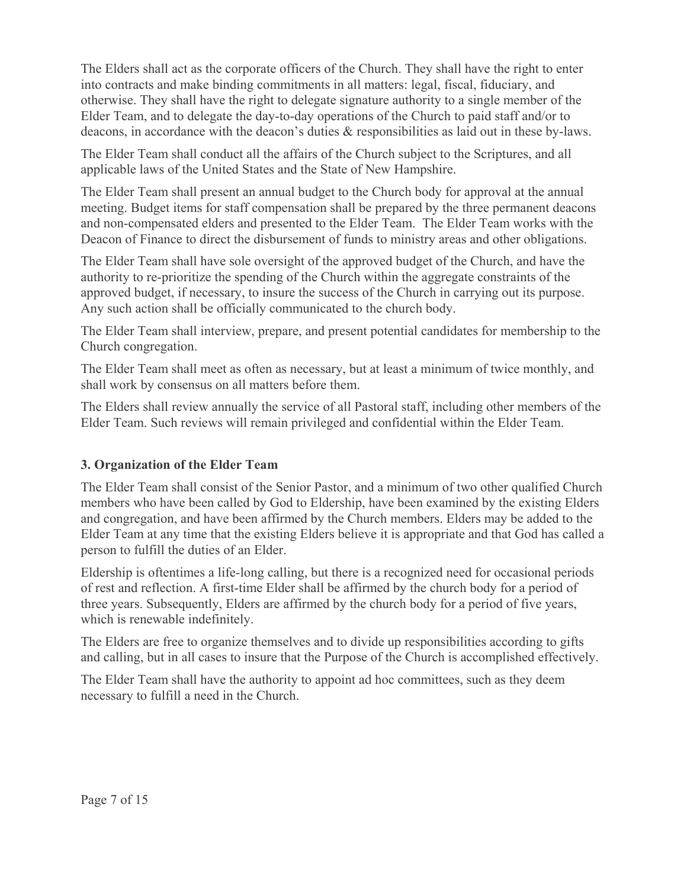The Elders shall act as the corporate officers of the Church. They shall have the right to enter into contracts and make binding commitments in all matters: legal, fiscal, fiduciary, and otherwise. They shall have the right to delegate signature authority to a single member of the Elder Team, and to delegate the day-to-day operations of the Church to paid staff and/or to deacons, in accordance with the deacon's duties & responsibilities as laid out in these by-laws.

The Elder Team shall conduct all the affairs of the Church subject to the Scriptures, and all applicable laws of the United States and the State of New Hampshire.

The Elder Team shall present an annual budget to the Church body for approval at the annual meeting. Budget items for staff compensation shall be prepared by the three permanent deacons and non-compensated elders and presented to the Elder Team. The Elder Team works with the Deacon of Finance to direct the disbursement of funds to ministry areas and other obligations.

The Elder Team shall have sole oversight of the approved budget of the Church, and have the authority to re-prioritize the spending of the Church within the aggregate constraints of the approved budget, if necessary, to insure the success of the Church in carrying out its purpose. Any such action shall be officially communicated to the church body.

The Elder Team shall interview, prepare, and present potential candidates for membership to the Church congregation.

The Elder Team shall meet as often as necessary, but at least a minimum of twice monthly, and shall work by consensus on all matters before them.

The Elders shall review annually the service of all Pastoral staff, including other members of the Elder Team. Such reviews will remain privileged and confidential within the Elder Team.

### 3. Organization of the Elder Team

The Elder Team shall consist of the Senior Pastor, and a minimum of two other qualified Church members who have been called by God to Eldership, have been examined by the existing Elders and congregation, and have been affirmed by the Church members. Elders may be added to the Elder Team at any time that the existing Elders believe it is appropriate and that God has called a person to fulfill the duties of an Elder.

Eldership is oftentimes a life-long calling, but there is a recognized need for occasional periods of rest and reflection. A first-time Elder shall be affirmed by the church body for a period of three years. Subsequently, Elders are affirmed by the church body for a period of five years, which is renewable indefinitely.

The Elders are free to organize themselves and to divide up responsibilities according to gifts and calling, but in all cases to insure that the Purpose of the Church is accomplished effectively.

The Elder Team shall have the authority to appoint ad hoc committees, such as they deem necessary to fulfill a need in the Church.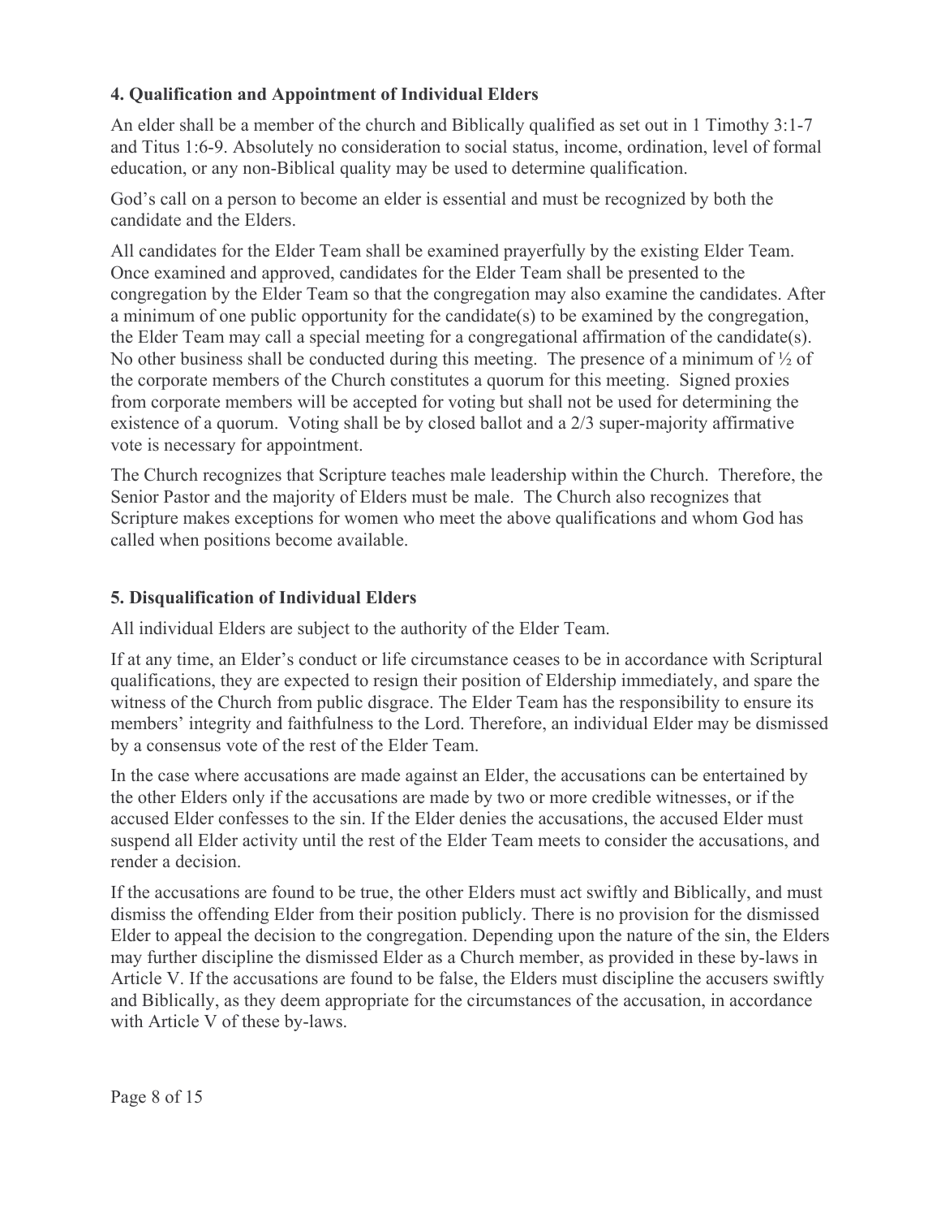### 4. Qualification and Appointment of Individual Elders

An elder shall be a member of the church and Biblically qualified as set out in 1 Timothy 3:1-7 and Titus 1:6-9. Absolutely no consideration to social status, income, ordination, level of formal education, or any non-Biblical quality may be used to determine qualification.

God's call on a person to become an elder is essential and must be recognized by both the candidate and the Elders.

All candidates for the Elder Team shall be examined prayerfully by the existing Elder Team. Once examined and approved, candidates for the Elder Team shall be presented to the congregation by the Elder Team so that the congregation may also examine the candidates. After a minimum of one public opportunity for the candidate(s) to be examined by the congregation, the Elder Team may call a special meeting for a congregational affirmation of the candidate(s). No other business shall be conducted during this meeting. The presence of a minimum of ½ of the corporate members of the Church constitutes a quorum for this meeting. Signed proxies from corporate members will be accepted for voting but shall not be used for determining the existence of a quorum. Voting shall be by closed ballot and a 2/3 super-majority affirmative vote is necessary for appointment.

The Church recognizes that Scripture teaches male leadership within the Church. Therefore, the Senior Pastor and the majority of Elders must be male. The Church also recognizes that Scripture makes exceptions for women who meet the above qualifications and whom God has called when positions become available.

### 5. Disqualification of Individual Elders

All individual Elders are subject to the authority of the Elder Team.

If at any time, an Elder's conduct or life circumstance ceases to be in accordance with Scriptural qualifications, they are expected to resign their position of Eldership immediately, and spare the witness of the Church from public disgrace. The Elder Team has the responsibility to ensure its members' integrity and faithfulness to the Lord. Therefore, an individual Elder may be dismissed by a consensus vote of the rest of the Elder Team.

In the case where accusations are made against an Elder, the accusations can be entertained by the other Elders only if the accusations are made by two or more credible witnesses, or if the accused Elder confesses to the sin. If the Elder denies the accusations, the accused Elder must suspend all Elder activity until the rest of the Elder Team meets to consider the accusations, and render a decision.

If the accusations are found to be true, the other Elders must act swiftly and Biblically, and must dismiss the offending Elder from their position publicly. There is no provision for the dismissed Elder to appeal the decision to the congregation. Depending upon the nature of the sin, the Elders may further discipline the dismissed Elder as a Church member, as provided in these by-laws in Article V. If the accusations are found to be false, the Elders must discipline the accusers swiftly and Biblically, as they deem appropriate for the circumstances of the accusation, in accordance with Article V of these by-laws.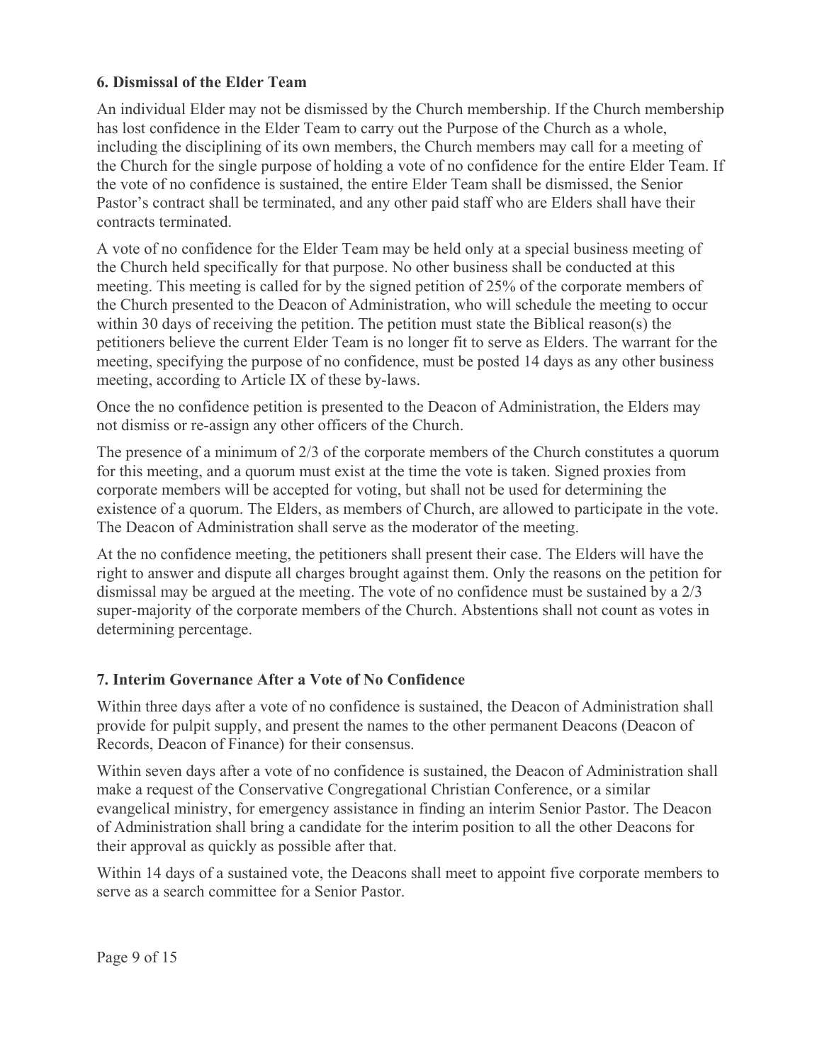### 6. Dismissal of the Elder Team

An individual Elder may not be dismissed by the Church membership. If the Church membership has lost confidence in the Elder Team to carry out the Purpose of the Church as a whole, including the disciplining of its own members, the Church members may call for a meeting of the Church for the single purpose of holding a vote of no confidence for the entire Elder Team. If the vote of no confidence is sustained, the entire Elder Team shall be dismissed, the Senior Pastor's contract shall be terminated, and any other paid staff who are Elders shall have their contracts terminated.

A vote of no confidence for the Elder Team may be held only at a special business meeting of the Church held specifically for that purpose. No other business shall be conducted at this meeting. This meeting is called for by the signed petition of 25% of the corporate members of the Church presented to the Deacon of Administration, who will schedule the meeting to occur within 30 days of receiving the petition. The petition must state the Biblical reason(s) the petitioners believe the current Elder Team is no longer fit to serve as Elders. The warrant for the meeting, specifying the purpose of no confidence, must be posted 14 days as any other business meeting, according to Article IX of these by-laws.

Once the no confidence petition is presented to the Deacon of Administration, the Elders may not dismiss or re-assign any other officers of the Church.

The presence of a minimum of 2/3 of the corporate members of the Church constitutes a quorum for this meeting, and a quorum must exist at the time the vote is taken. Signed proxies from corporate members will be accepted for voting, but shall not be used for determining the existence of a quorum. The Elders, as members of Church, are allowed to participate in the vote. The Deacon of Administration shall serve as the moderator of the meeting.

At the no confidence meeting, the petitioners shall present their case. The Elders will have the right to answer and dispute all charges brought against them. Only the reasons on the petition for dismissal may be argued at the meeting. The vote of no confidence must be sustained by a 2/3 super-majority of the corporate members of the Church. Abstentions shall not count as votes in determining percentage.

### 7. Interim Governance After a Vote of No Confidence

Within three days after a vote of no confidence is sustained, the Deacon of Administration shall provide for pulpit supply, and present the names to the other permanent Deacons (Deacon of Records, Deacon of Finance) for their consensus.

Within seven days after a vote of no confidence is sustained, the Deacon of Administration shall make a request of the Conservative Congregational Christian Conference, or a similar evangelical ministry, for emergency assistance in finding an interim Senior Pastor. The Deacon of Administration shall bring a candidate for the interim position to all the other Deacons for their approval as quickly as possible after that.

Within 14 days of a sustained vote, the Deacons shall meet to appoint five corporate members to serve as a search committee for a Senior Pastor.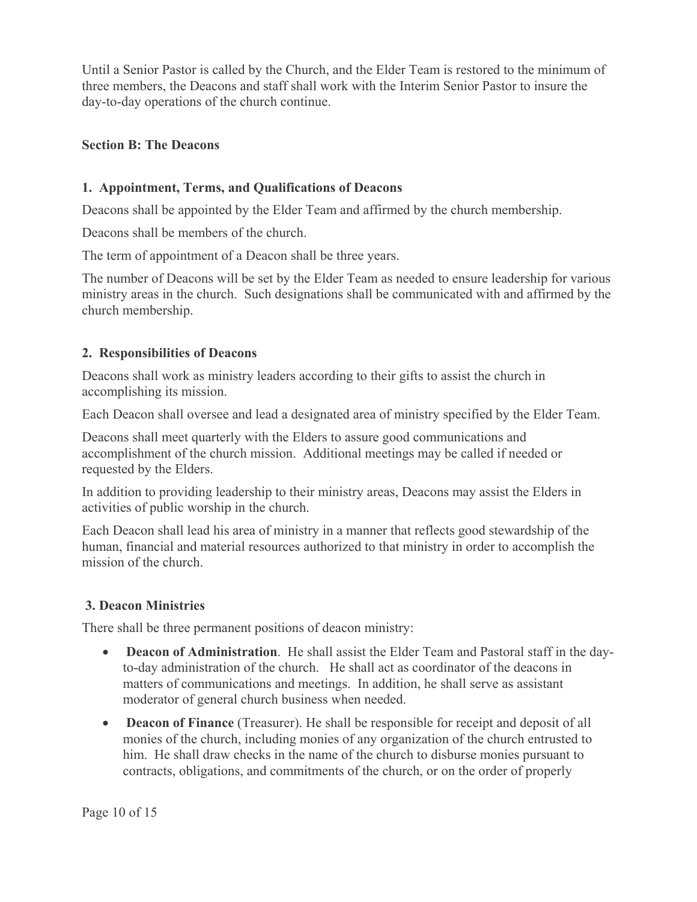Until a Senior Pastor is called by the Church, and the Elder Team is restored to the minimum of three members, the Deacons and staff shall work with the Interim Senior Pastor to insure the day-to-day operations of the church continue.

### Section B: The Deacons

#### 1. Appointment, Terms, and Qualifications of Deacons

Deacons shall be appointed by the Elder Team and affirmed by the church membership.

Deacons shall be members of the church.

The term of appointment of a Deacon shall be three years.

The number of Deacons will be set by the Elder Team as needed to ensure leadership for various ministry areas in the church. Such designations shall be communicated with and affirmed by the church membership.

#### 2. Responsibilities of Deacons

Deacons shall work as ministry leaders according to their gifts to assist the church in accomplishing its mission.

Each Deacon shall oversee and lead a designated area of ministry specified by the Elder Team.

Deacons shall meet quarterly with the Elders to assure good communications and accomplishment of the church mission. Additional meetings may be called if needed or requested by the Elders.

In addition to providing leadership to their ministry areas, Deacons may assist the Elders in activities of public worship in the church.

Each Deacon shall lead his area of ministry in a manner that reflects good stewardship of the human, financial and material resources authorized to that ministry in order to accomplish the mission of the church.

#### 3. Deacon Ministries

There shall be three permanent positions of deacon ministry:

- **Deacon of Administration**. He shall assist the Elder Team and Pastoral staff in the day-to-day administration of the church. He shall act as coordinator of the deacons in matters of communications and meetings. In addition, he shall serve as assistant moderator of general church business when needed.
- **Deacon of Finance** (Treasurer). He shall be responsible for receipt and deposit of all monies of the church, including monies of any organization of the church entrusted to him. He shall draw checks in the name of the church to disburse monies pursuant to contracts, obligations, and commitments of the church, or on the order of properly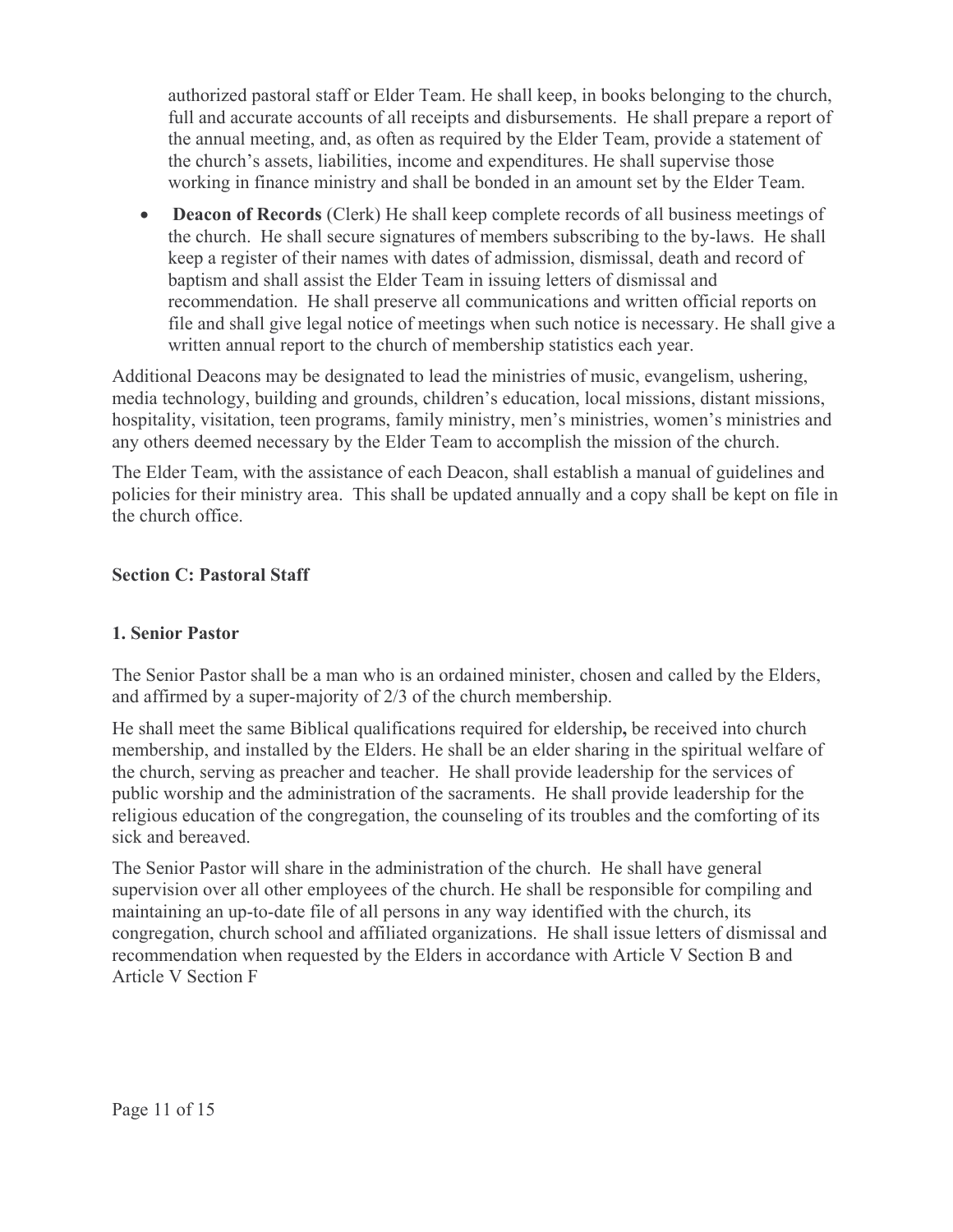authorized pastoral staff or Elder Team. He shall keep, in books belonging to the church, full and accurate accounts of all receipts and disbursements. He shall prepare a report of the annual meeting, and, as often as required by the Elder Team, provide a statement of the church's assets, liabilities, income and expenditures. He shall supervise those working in finance ministry and shall be bonded in an amount set by the Elder Team.

- **Deacon of Records** (Clerk) He shall keep complete records of all business meetings of the church. He shall secure signatures of members subscribing to the by-laws. He shall keep a register of their names with dates of admission, dismissal, death and record of baptism and shall assist the Elder Team in issuing letters of dismissal and recommendation. He shall preserve all communications and written official reports on file and shall give legal notice of meetings when such notice is necessary. He shall give a written annual report to the church of membership statistics each year.

Additional Deacons may be designated to lead the ministries of music, evangelism, ushering, media technology, building and grounds, children's education, local missions, distant missions, hospitality, visitation, teen programs, family ministry, men's ministries, women's ministries and any others deemed necessary by the Elder Team to accomplish the mission of the church.

The Elder Team, with the assistance of each Deacon, shall establish a manual of guidelines and policies for their ministry area. This shall be updated annually and a copy shall be kept on file in the church office.

### Section C: Pastoral Staff

#### 1. Senior Pastor

The Senior Pastor shall be a man who is an ordained minister, chosen and called by the Elders, and affirmed by a super-majority of 2/3 of the church membership.

He shall meet the same Biblical qualifications required for eldership**,** be received into church membership, and installed by the Elders. He shall be an elder sharing in the spiritual welfare of the church, serving as preacher and teacher. He shall provide leadership for the services of public worship and the administration of the sacraments. He shall provide leadership for the religious education of the congregation, the counseling of its troubles and the comforting of its sick and bereaved.

The Senior Pastor will share in the administration of the church. He shall have general supervision over all other employees of the church. He shall be responsible for compiling and maintaining an up-to-date file of all persons in any way identified with the church, its congregation, church school and affiliated organizations. He shall issue letters of dismissal and recommendation when requested by the Elders in accordance with Article V Section B and Article V Section F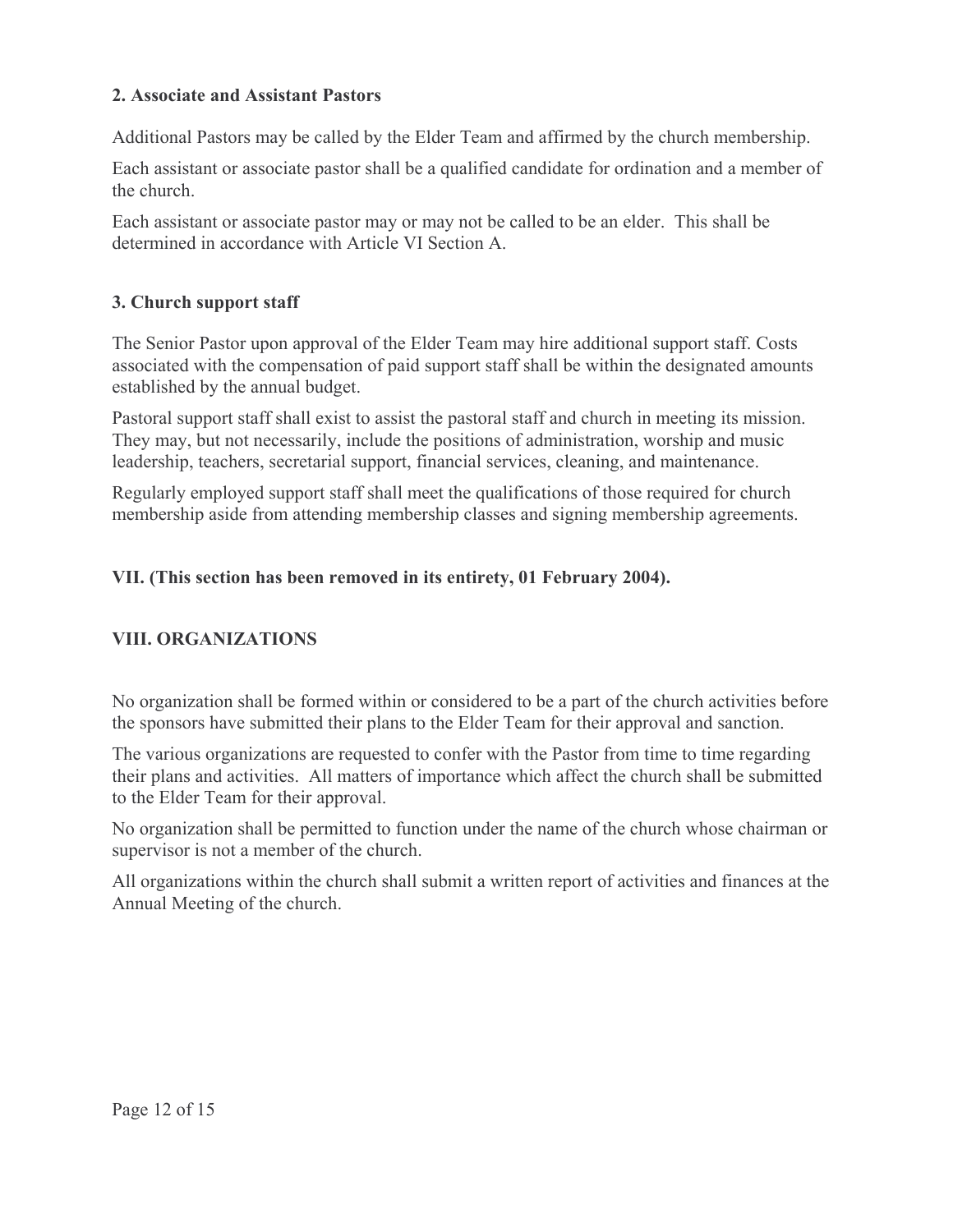### 2. Associate and Assistant Pastors

Additional Pastors may be called by the Elder Team and affirmed by the church membership.

Each assistant or associate pastor shall be a qualified candidate for ordination and a member of the church.

Each assistant or associate pastor may or may not be called to be an elder. This shall be determined in accordance with Article VI Section A.

### 3. Church support staff

The Senior Pastor upon approval of the Elder Team may hire additional support staff. Costs associated with the compensation of paid support staff shall be within the designated amounts established by the annual budget.

Pastoral support staff shall exist to assist the pastoral staff and church in meeting its mission. They may, but not necessarily, include the positions of administration, worship and music leadership, teachers, secretarial support, financial services, cleaning, and maintenance.

Regularly employed support staff shall meet the qualifications of those required for church membership aside from attending membership classes and signing membership agreements.

## VII. (This section has been removed in its entirety, 01 February 2004).

## VIII. ORGANIZATIONS

No organization shall be formed within or considered to be a part of the church activities before the sponsors have submitted their plans to the Elder Team for their approval and sanction.

The various organizations are requested to confer with the Pastor from time to time regarding their plans and activities. All matters of importance which affect the church shall be submitted to the Elder Team for their approval.

No organization shall be permitted to function under the name of the church whose chairman or supervisor is not a member of the church.

All organizations within the church shall submit a written report of activities and finances at the Annual Meeting of the church.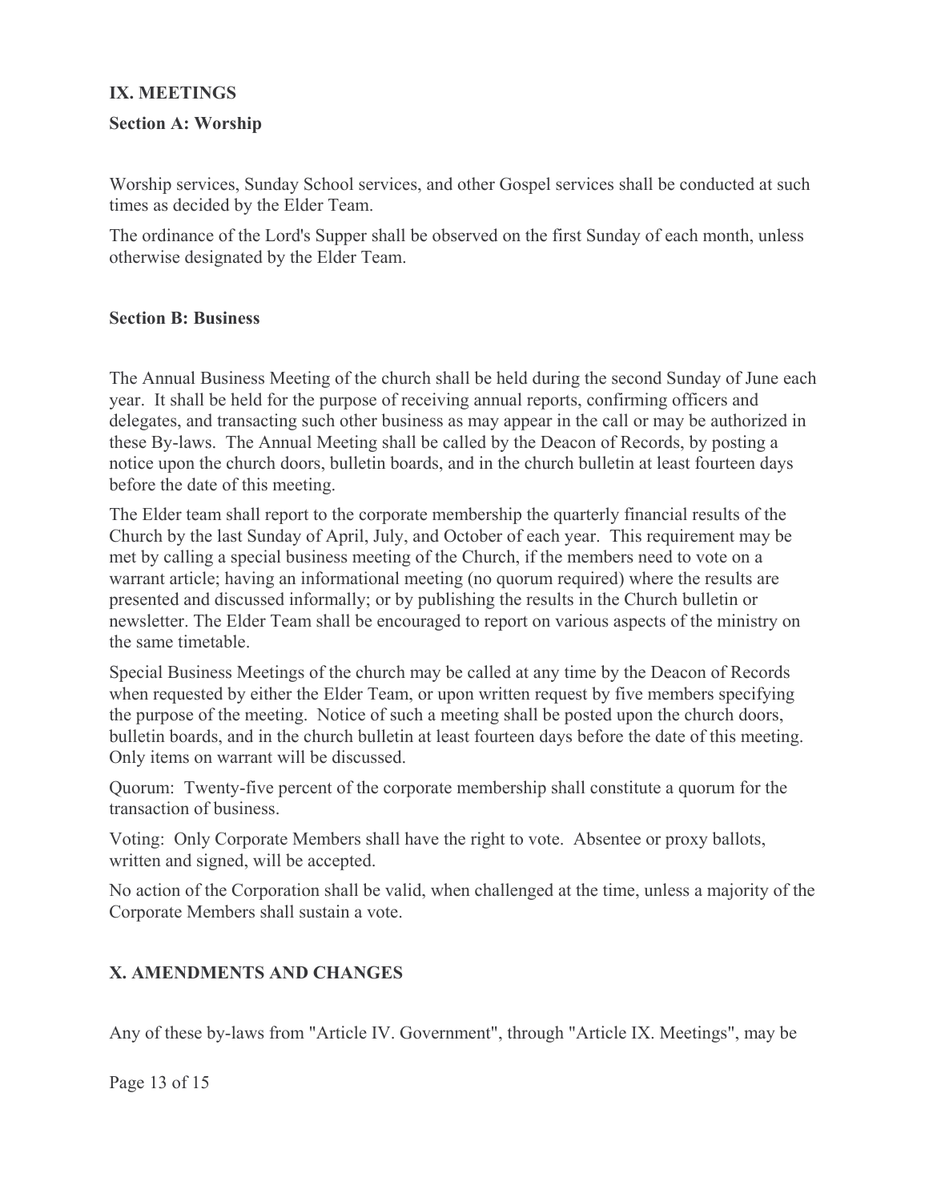## IX. MEETINGS

### Section A: Worship

Worship services, Sunday School services, and other Gospel services shall be conducted at such times as decided by the Elder Team.

The ordinance of the Lord's Supper shall be observed on the first Sunday of each month, unless otherwise designated by the Elder Team.

### Section B: Business

The Annual Business Meeting of the church shall be held during the second Sunday of June each year. It shall be held for the purpose of receiving annual reports, confirming officers and delegates, and transacting such other business as may appear in the call or may be authorized in these By-laws. The Annual Meeting shall be called by the Deacon of Records, by posting a notice upon the church doors, bulletin boards, and in the church bulletin at least fourteen days before the date of this meeting.

The Elder team shall report to the corporate membership the quarterly financial results of the Church by the last Sunday of April, July, and October of each year. This requirement may be met by calling a special business meeting of the Church, if the members need to vote on a warrant article; having an informational meeting (no quorum required) where the results are presented and discussed informally; or by publishing the results in the Church bulletin or newsletter. The Elder Team shall be encouraged to report on various aspects of the ministry on the same timetable.

Special Business Meetings of the church may be called at any time by the Deacon of Records when requested by either the Elder Team, or upon written request by five members specifying the purpose of the meeting. Notice of such a meeting shall be posted upon the church doors, bulletin boards, and in the church bulletin at least fourteen days before the date of this meeting. Only items on warrant will be discussed.

Quorum: Twenty-five percent of the corporate membership shall constitute a quorum for the transaction of business.

Voting: Only Corporate Members shall have the right to vote. Absentee or proxy ballots, written and signed, will be accepted.

No action of the Corporation shall be valid, when challenged at the time, unless a majority of the Corporate Members shall sustain a vote.

## X. AMENDMENTS AND CHANGES

Any of these by-laws from "Article IV. Government", through "Article IX. Meetings", may be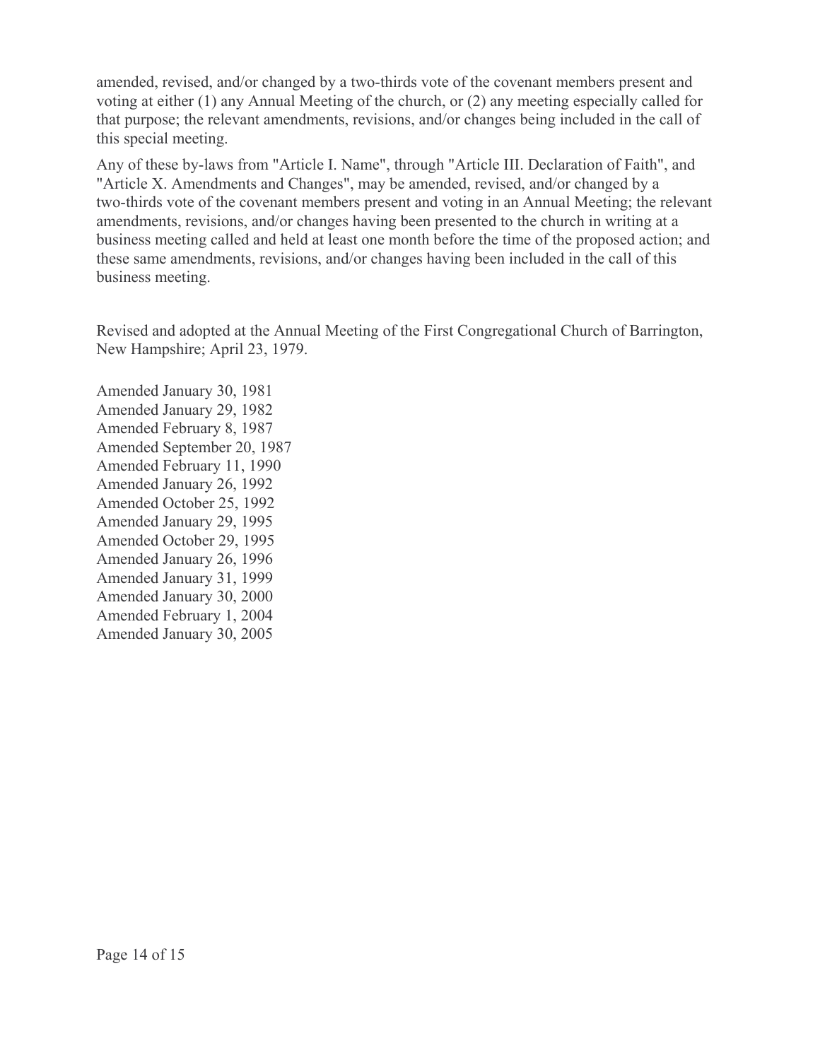amended, revised, and/or changed by a two-thirds vote of the covenant members present and voting at either (1) any Annual Meeting of the church, or (2) any meeting especially called for that purpose; the relevant amendments, revisions, and/or changes being included in the call of this special meeting.

Any of these by-laws from "Article I. Name", through "Article III. Declaration of Faith", and "Article X. Amendments and Changes", may be amended, revised, and/or changed by a two-thirds vote of the covenant members present and voting in an Annual Meeting; the relevant amendments, revisions, and/or changes having been presented to the church in writing at a business meeting called and held at least one month before the time of the proposed action; and these same amendments, revisions, and/or changes having been included in the call of this business meeting.

Revised and adopted at the Annual Meeting of the First Congregational Church of Barrington, New Hampshire; April 23, 1979.

Amended January 30, 1981  
Amended January 29, 1982  
Amended February 8, 1987  
Amended September 20, 1987  
Amended February 11, 1990  
Amended January 26, 1992  
Amended October 25, 1992  
Amended January 29, 1995  
Amended October 29, 1995  
Amended January 26, 1996  
Amended January 31, 1999  
Amended January 30, 2000  
Amended February 1, 2004  
Amended January 30, 2005